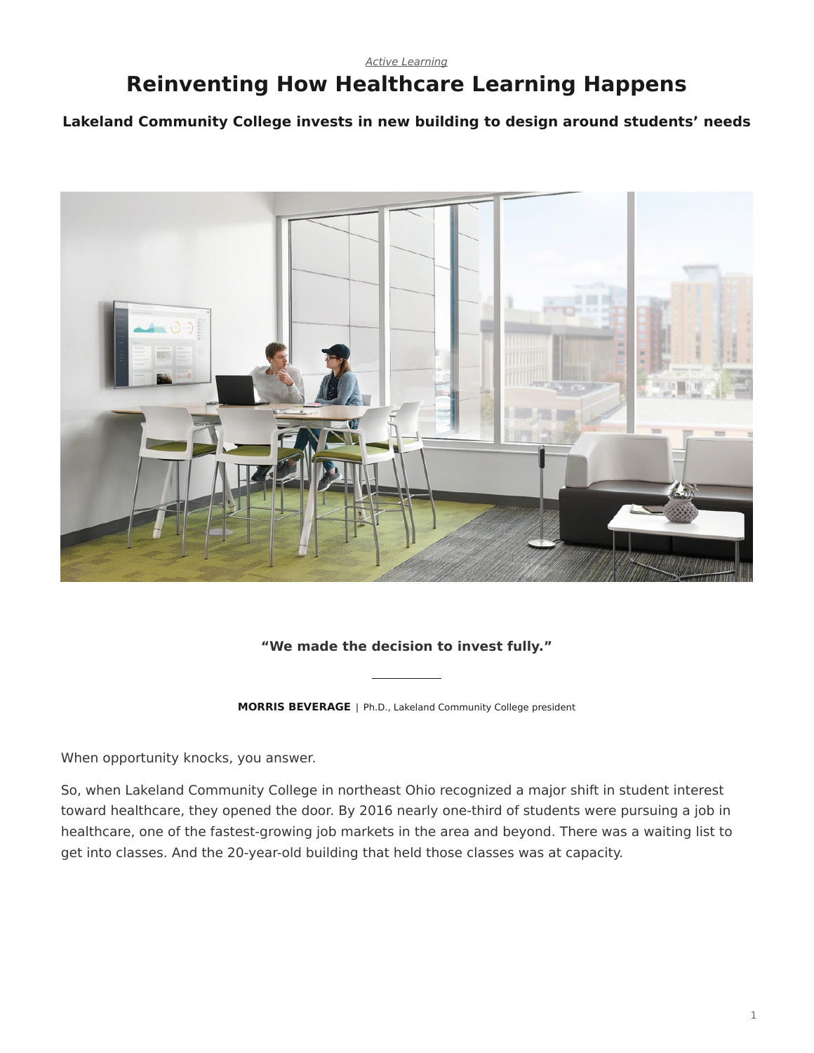*Active Learning*

# Reinventing How Healthcare Learning Happens

**Lakeland Community College invests in new building to design around students' needs**

**"We made the decision to invest fully."**

**MORRIS BEVERAGE** | Ph.D., Lakeland Community College president

When opportunity knocks, you answer.

So, when Lakeland Community College in northeast Ohio recognized a major shift in student interest toward healthcare, they opened the door. By 2016 nearly one-third of students were pursuing a job in healthcare, one of the fastest-growing job markets in the area and beyond. There was a waiting list to get into classes. And the 20-year-old building that held those classes was at capacity.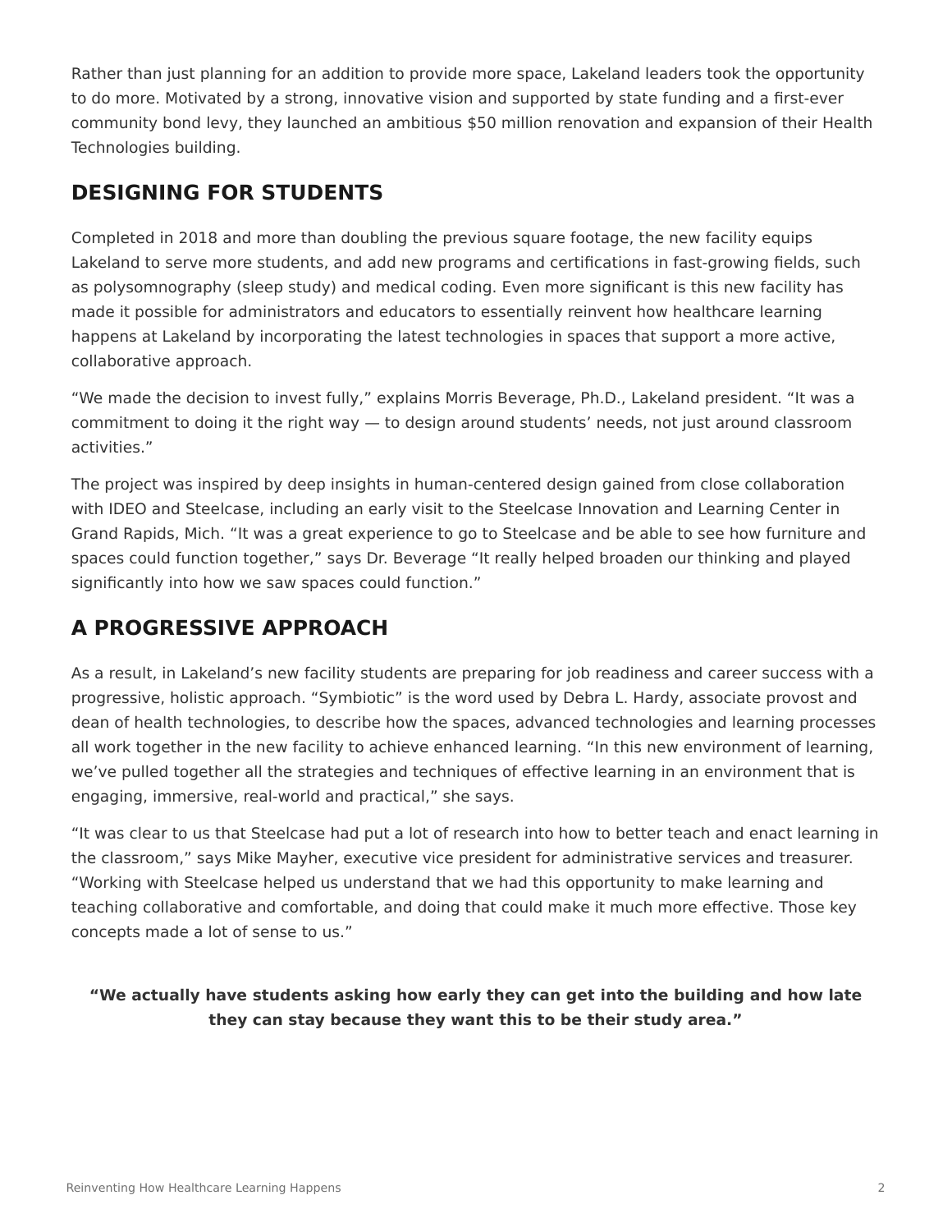Rather than just planning for an addition to provide more space, Lakeland leaders took the opportunity to do more. Motivated by a strong, innovative vision and supported by state funding and a first-ever community bond levy, they launched an ambitious $50 million renovation and expansion of their Health Technologies building.

## DESIGNING FOR STUDENTS

Completed in 2018 and more than doubling the previous square footage, the new facility equips Lakeland to serve more students, and add new programs and certifications in fast-growing fields, such as polysomnography (sleep study) and medical coding. Even more significant is this new facility has made it possible for administrators and educators to essentially reinvent how healthcare learning happens at Lakeland by incorporating the latest technologies in spaces that support a more active, collaborative approach.

"We made the decision to invest fully," explains Morris Beverage, Ph.D., Lakeland president. "It was a commitment to doing it the right way — to design around students' needs, not just around classroom activities."

The project was inspired by deep insights in human-centered design gained from close collaboration with IDEO and Steelcase, including an early visit to the Steelcase Innovation and Learning Center in Grand Rapids, Mich. "It was a great experience to go to Steelcase and be able to see how furniture and spaces could function together," says Dr. Beverage "It really helped broaden our thinking and played significantly into how we saw spaces could function."

## A PROGRESSIVE APPROACH

As a result, in Lakeland's new facility students are preparing for job readiness and career success with a progressive, holistic approach. "Symbiotic" is the word used by Debra L. Hardy, associate provost and dean of health technologies, to describe how the spaces, advanced technologies and learning processes all work together in the new facility to achieve enhanced learning. "In this new environment of learning, we've pulled together all the strategies and techniques of effective learning in an environment that is engaging, immersive, real-world and practical," she says.

"It was clear to us that Steelcase had put a lot of research into how to better teach and enact learning in the classroom," says Mike Mayher, executive vice president for administrative services and treasurer. "Working with Steelcase helped us understand that we had this opportunity to make learning and teaching collaborative and comfortable, and doing that could make it much more effective. Those key concepts made a lot of sense to us."

**"We actually have students asking how early they can get into the building and how late they can stay because they want this to be their study area."**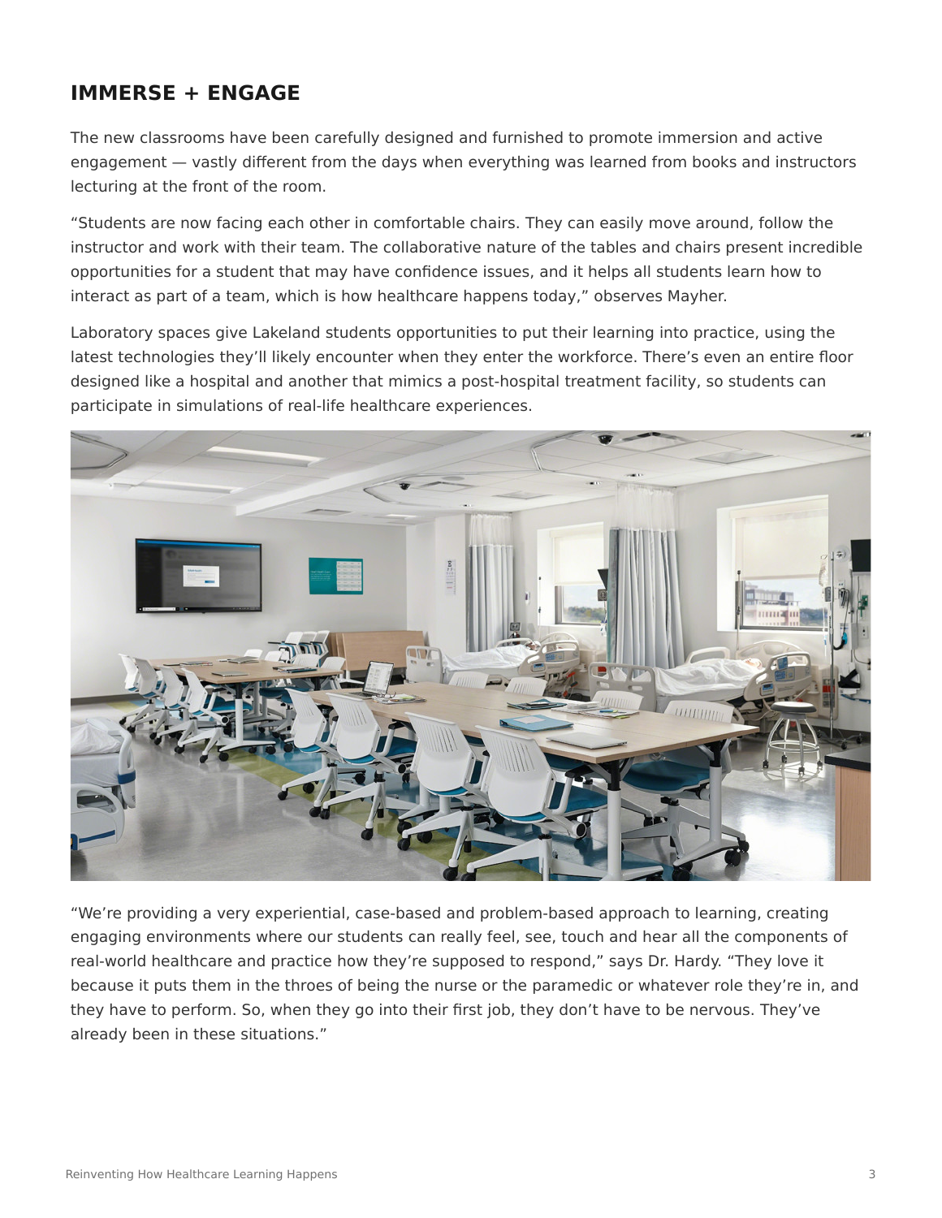## IMMERSE + ENGAGE

The new classrooms have been carefully designed and furnished to promote immersion and active engagement — vastly different from the days when everything was learned from books and instructors lecturing at the front of the room.

"Students are now facing each other in comfortable chairs. They can easily move around, follow the instructor and work with their team. The collaborative nature of the tables and chairs present incredible opportunities for a student that may have confidence issues, and it helps all students learn how to interact as part of a team, which is how healthcare happens today," observes Mayher.

Laboratory spaces give Lakeland students opportunities to put their learning into practice, using the latest technologies they'll likely encounter when they enter the workforce. There's even an entire floor designed like a hospital and another that mimics a post-hospital treatment facility, so students can participate in simulations of real-life healthcare experiences.

"We're providing a very experiential, case-based and problem-based approach to learning, creating engaging environments where our students can really feel, see, touch and hear all the components of real-world healthcare and practice how they're supposed to respond," says Dr. Hardy. "They love it because it puts them in the throes of being the nurse or the paramedic or whatever role they're in, and they have to perform. So, when they go into their first job, they don't have to be nervous. They've already been in these situations."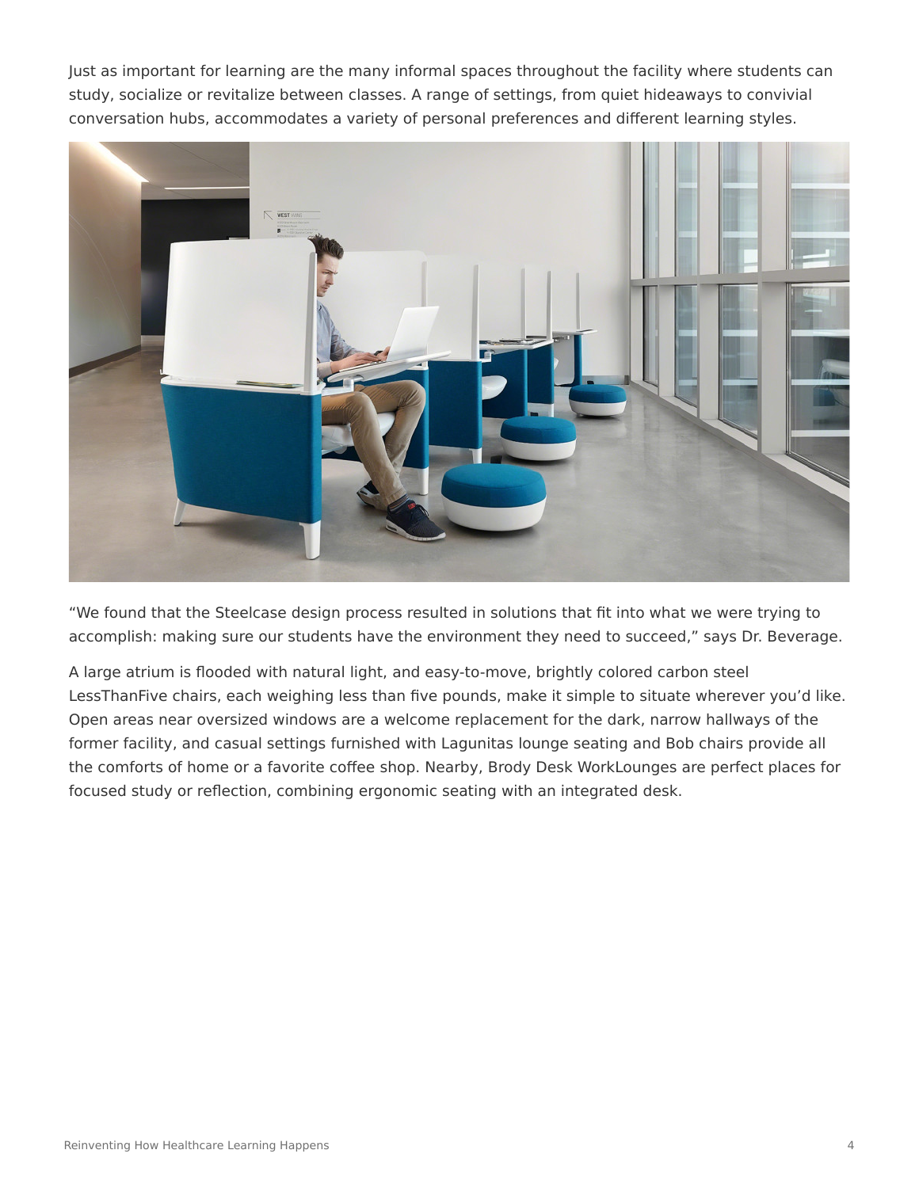Just as important for learning are the many informal spaces throughout the facility where students can study, socialize or revitalize between classes. A range of settings, from quiet hideaways to convivial conversation hubs, accommodates a variety of personal preferences and different learning styles.

“We found that the Steelcase design process resulted in solutions that fit into what we were trying to accomplish: making sure our students have the environment they need to succeed,” says Dr. Beverage.

A large atrium is flooded with natural light, and easy-to-move, brightly colored carbon steel LessThanFive chairs, each weighing less than five pounds, make it simple to situate wherever you’d like. Open areas near oversized windows are a welcome replacement for the dark, narrow hallways of the former facility, and casual settings furnished with Lagunitas lounge seating and Bob chairs provide all the comforts of home or a favorite coffee shop. Nearby, Brody Desk WorkLounges are perfect places for focused study or reflection, combining ergonomic seating with an integrated desk.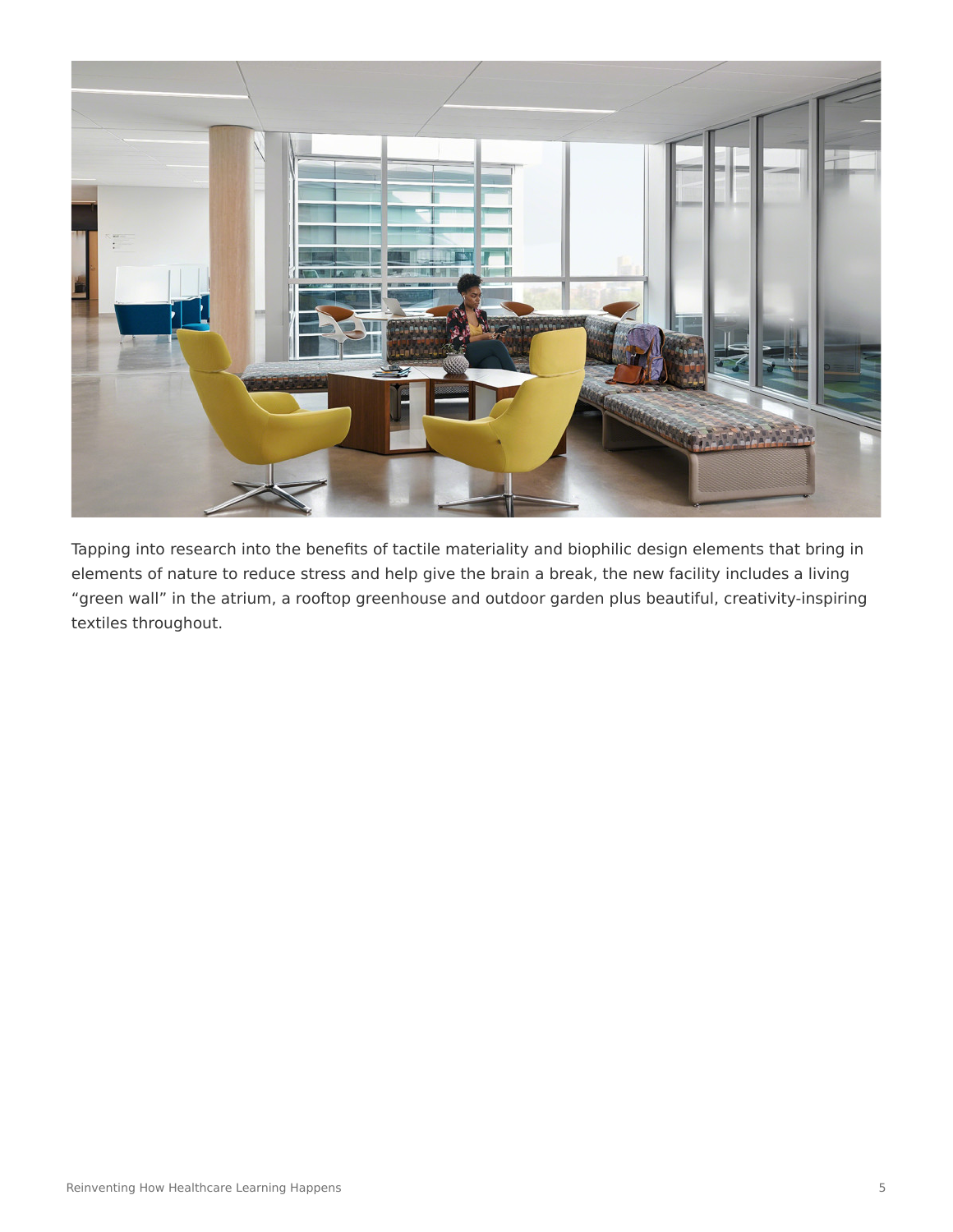Tapping into research into the benefits of tactile materiality and biophilic design elements that bring in elements of nature to reduce stress and help give the brain a break, the new facility includes a living “green wall” in the atrium, a rooftop greenhouse and outdoor garden plus beautiful, creativity-inspiring textiles throughout.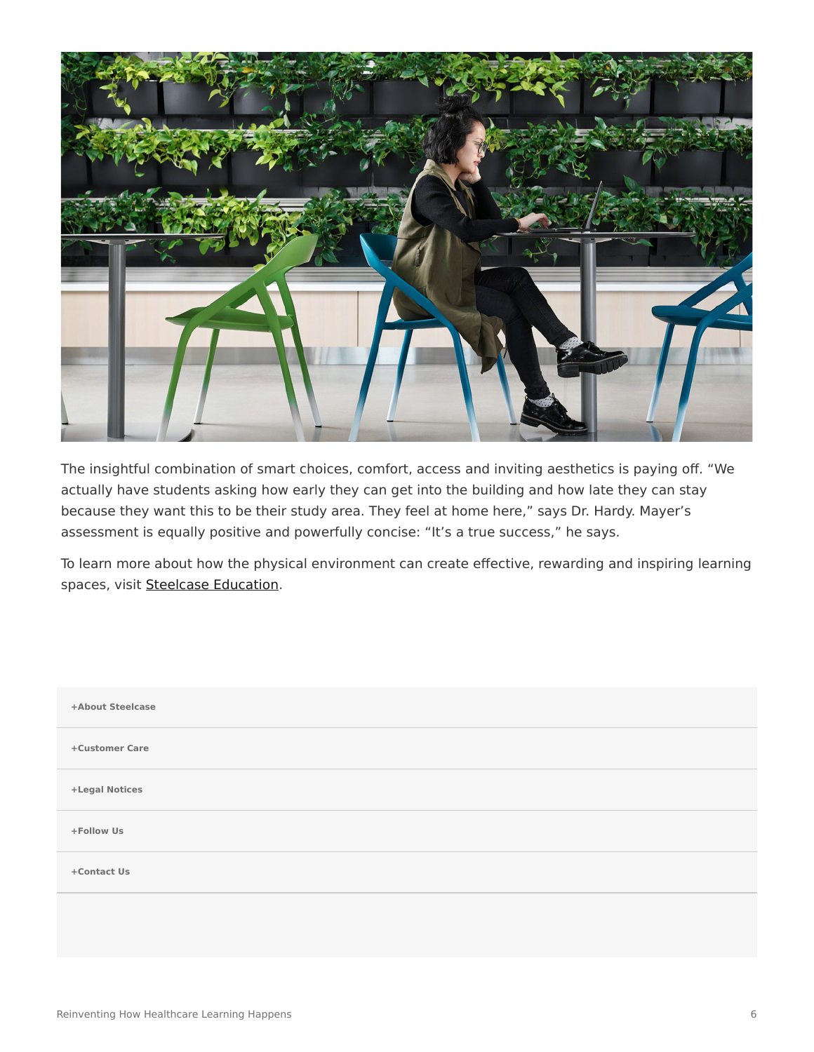The insightful combination of smart choices, comfort, access and inviting aesthetics is paying off. “We actually have students asking how early they can get into the building and how late they can stay because they want this to be their study area. They feel at home here,” says Dr. Hardy. Mayer’s assessment is equally positive and powerfully concise: “It’s a true success,” he says.

To learn more about how the physical environment can create effective, rewarding and inspiring learning spaces, visit Steelcase Education.

**+About Steelcase**

**+Customer Care**

**+Legal Notices**

**+Follow Us**

**+Contact Us**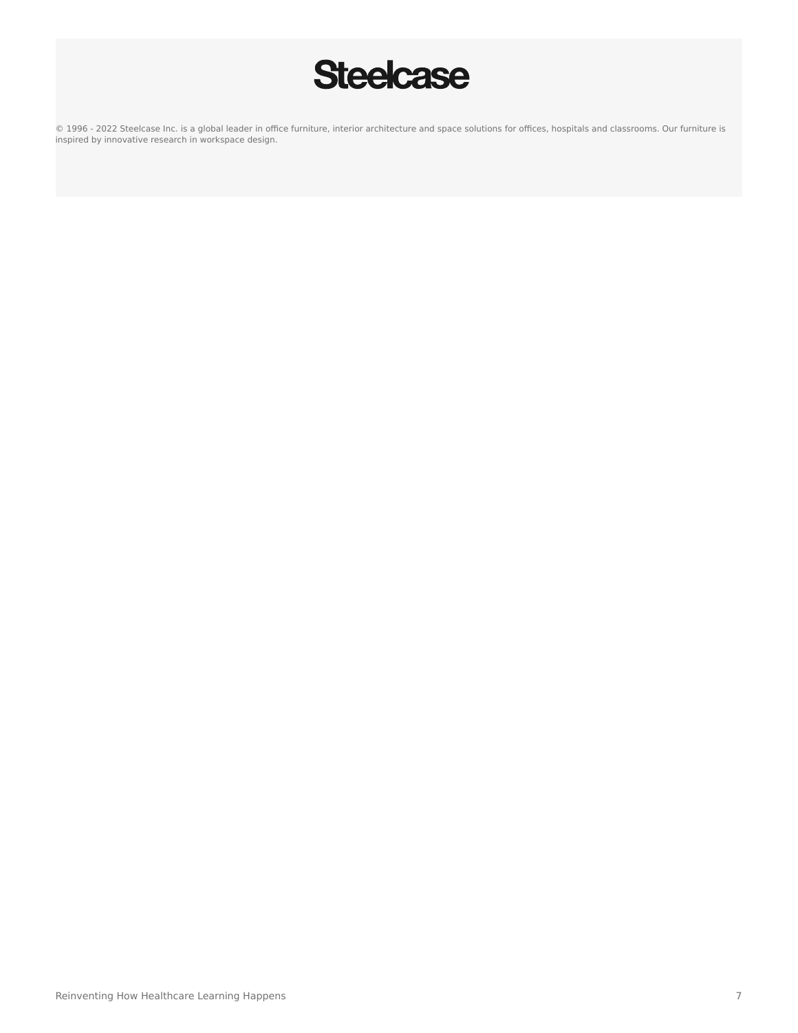# Steelcase

© 1996 - 2022 Steelcase Inc. is a global leader in office furniture, interior architecture and space solutions for offices, hospitals and classrooms. Our furniture is inspired by innovative research in workspace design.